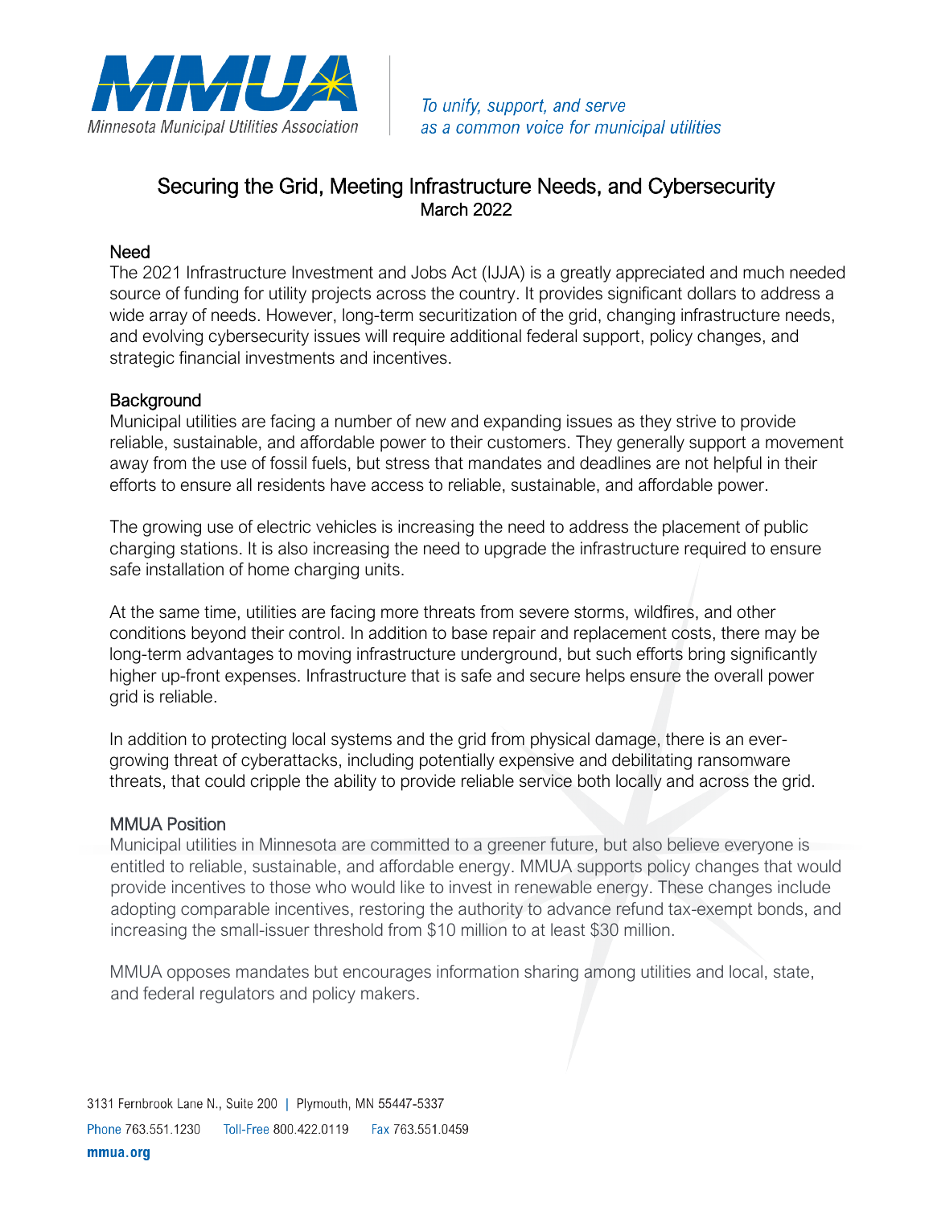MMUA

Minnesota Municipal Utilities Association

*To unify, support, and serve as a common voice for municipal utilities*

# Securing the Grid, Meeting Infrastructure Needs, and Cybersecurity

March 2022

## Need

The 2021 Infrastructure Investment and Jobs Act (IJJA) is a greatly appreciated and much needed source of funding for utility projects across the country. It provides significant dollars to address a wide array of needs. However, long-term securitization of the grid, changing infrastructure needs, and evolving cybersecurity issues will require additional federal support, policy changes, and strategic financial investments and incentives.

## Background

Municipal utilities are facing a number of new and expanding issues as they strive to provide reliable, sustainable, and affordable power to their customers. They generally support a movement away from the use of fossil fuels, but stress that mandates and deadlines are not helpful in their efforts to ensure all residents have access to reliable, sustainable, and affordable power.

The growing use of electric vehicles is increasing the need to address the placement of public charging stations. It is also increasing the need to upgrade the infrastructure required to ensure safe installation of home charging units.

At the same time, utilities are facing more threats from severe storms, wildfires, and other conditions beyond their control. In addition to base repair and replacement costs, there may be long-term advantages to moving infrastructure underground, but such efforts bring significantly higher up-front expenses. Infrastructure that is safe and secure helps ensure the overall power grid is reliable.

In addition to protecting local systems and the grid from physical damage, there is an ever-growing threat of cyberattacks, including potentially expensive and debilitating ransomware threats, that could cripple the ability to provide reliable service both locally and across the grid.

## MMUA Position

Municipal utilities in Minnesota are committed to a greener future, but also believe everyone is entitled to reliable, sustainable, and affordable energy. MMUA supports policy changes that would provide incentives to those who would like to invest in renewable energy. These changes include adopting comparable incentives, restoring the authority to advance refund tax-exempt bonds, and increasing the small-issuer threshold from $10 million to at least $30 million.

MMUA opposes mandates but encourages information sharing among utilities and local, state, and federal regulators and policy makers.

3131 Fernbrook Lane N., Suite 200 | Plymouth, MN 55447-5337

Phone 763.551.1230 Toll-Free 800.422.0119 Fax 763.551.0459

mmua.org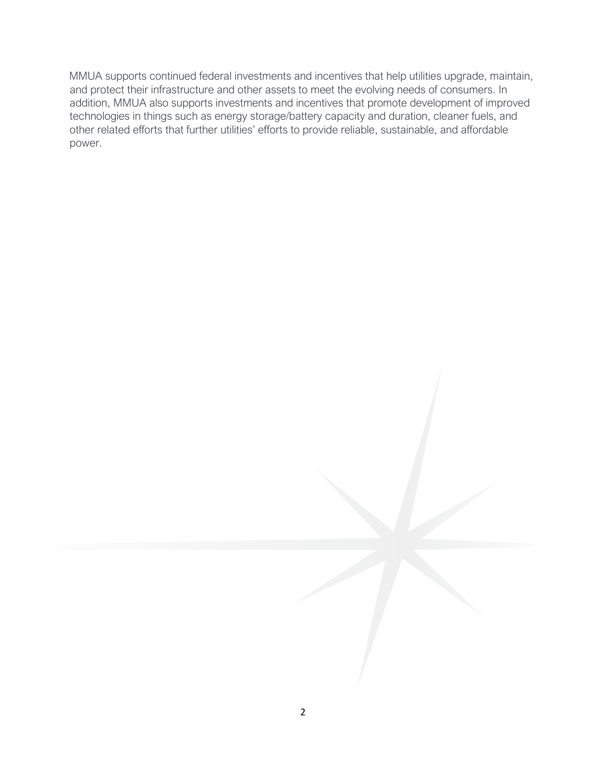MMUA supports continued federal investments and incentives that help utilities upgrade, maintain, and protect their infrastructure and other assets to meet the evolving needs of consumers. In addition, MMUA also supports investments and incentives that promote development of improved technologies in things such as energy storage/battery capacity and duration, cleaner fuels, and other related efforts that further utilities' efforts to provide reliable, sustainable, and affordable power.